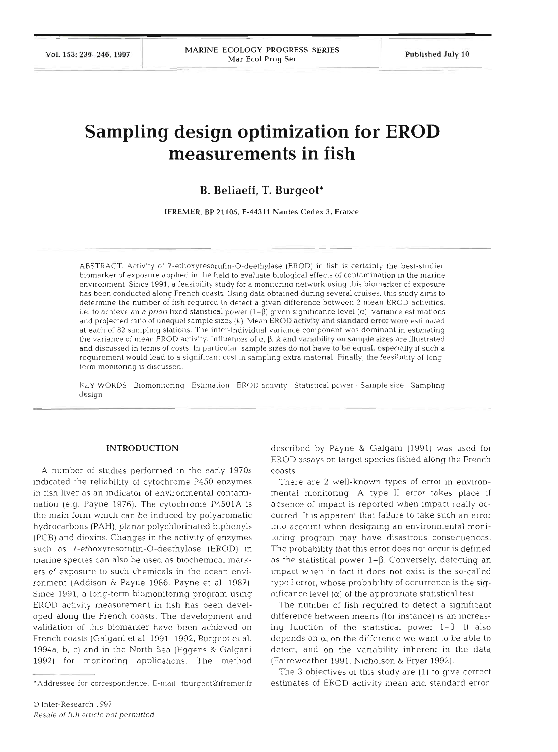# Sampling design optimization for EROD measurements in fish

**B. Beliaeff, T. Burgeot***

IFREMER, BP 21105, F-44311 Nantes Cedex 3, France

ABSTRACT: Activity of 7-ethoxyresorufin-O-deethylase (EROD) in fish is certainly the best-studied biomarker of exposure applied in the field to evaluate biological effects of contamination in the marine environment. Since 1991, a feasibility study for a monitoring network using this biomarker of exposure has been conducted along French coasts. Using data obtained during several cruises, this study aims to determine the number of fish required to detect a given difference between 2 mean EROD activities, i.e. to achieve an *a priori* fixed statistical power ($1-\beta$) given significance level ($\alpha$), variance estimations and projected ratio of unequal sample sizes ($k$). Mean EROD activity and standard error were estimated at each of 82 sampling stations. The inter-individual variance component was dominant in estimating the variance of mean EROD activity. Influences of $\alpha$, $\beta$, $k$ and variability on sample sizes are illustrated and discussed in terms of costs. In particular, sample sizes do not have to be equal, especially if such a requirement would lead to a significant cost in sampling extra material. Finally, the feasibility of long-term monitoring is discussed.

KEY WORDS: Biomonitoring · Estimation · EROD activity · Statistical power · Sample size · Sampling design

## INTRODUCTION

A number of studies performed in the early 1970s indicated the reliability of cytochrome P450 enzymes in fish liver as an indicator of environmental contamination (e.g. Payne 1976). The cytochrome P4501A is the main form which can be induced by polyaromatic hydrocarbons (PAH), planar polychlorinated biphenyls (PCB) and dioxins. Changes in the activity of enzymes such as 7-ethoxyresorufin-O-deethylase (EROD) in marine species can also be used as biochemical markers of exposure to such chemicals in the ocean environment (Addison & Payne 1986, Payne et al. 1987). Since 1991, a long-term biomonitoring program using EROD activity measurement in fish has been developed along the French coasts. The development and validation of this biomarker have been achieved on French coasts (Galgani et al. 1991, 1992, Burgeot et al. 1994a, b, c) and in the North Sea (Eggens & Galgani 1992) for monitoring applications. The method described by Payne & Galgani (1991) was used for EROD assays on target species fished along the French coasts.

There are 2 well-known types of error in environmental monitoring. A type II error takes place if absence of impact is reported when impact really occurred. It is apparent that failure to take such an error into account when designing an environmental monitoring program may have disastrous consequences. The probability that this error does not occur is defined as the statistical power $1-\beta$. Conversely, detecting an impact when in fact it does not exist is the so-called type I error, whose probability of occurrence is the significance level ($\alpha$) of the appropriate statistical test.

The number of fish required to detect a significant difference between means (for instance) is an increasing function of the statistical power $1-\beta$. It also depends on $\alpha$, on the difference we want to be able to detect, and on the variability inherent in the data (Faireweather 1991, Nicholson & Fryer 1992).

The 3 objectives of this study are (1) to give correct estimates of EROD activity mean and standard error,

*Addressee for correspondence. E-mail: tburgeot@ifremer.fr

© Inter-Research 1997
*Resale of full article not permitted*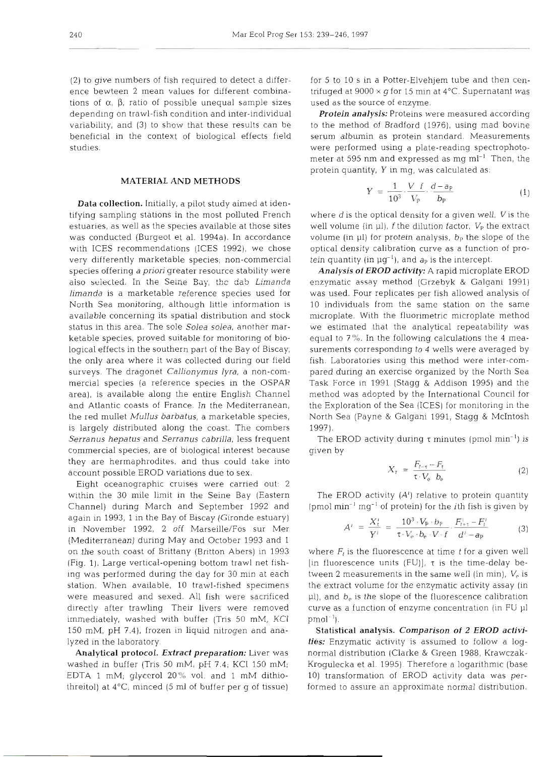(2) to give numbers of fish required to detect a difference bewteen 2 mean values for different combinations of α, β, ratio of possible unequal sample sizes depending on trawl-fish condition and inter-individual variability, and (3) to show that these results can be beneficial in the context of biological effects field studies.

## MATERIAL AND METHODS

**Data collection.** Initially, a pilot study aimed at identifying sampling stations in the most polluted French estuaries, as well as the species available at those sites was conducted (Burgeot et al. 1994a). In accordance with ICES recommendations (ICES 1992), we chose very differently marketable species; non-commercial species offering *a priori* greater resource stability were also selected. In the Seine Bay, the dab *Limanda limanda* is a marketable reference species used for North Sea monitoring, although little information is available concerning its spatial distribution and stock status in this area. The sole *Solea solea*, another marketable species, proved suitable for monitoring of biological effects in the southern part of the Bay of Biscay, the only area where it was collected during our field surveys. The dragonet *Callionymus lyra*, a non-commercial species (a reference species in the OSPAR area), is available along the entire English Channel and Atlantic coasts of France. In the Mediterranean, the red mullet *Mullus barbatus*, a marketable species, is largely distributed along the coast. The combers *Serranus hepatus* and *Serranus cabrilla*, less frequent commercial species, are of biological interest because they are hermaphrodites, and thus could take into account possible EROD variations due to sex.

Eight oceanographic cruises were carried out: 2 within the 30 mile limit in the Seine Bay (Eastern Channel) during March and September 1992 and again in 1993, 1 in the Bay of Biscay (Gironde estuary) in November 1992, 2 off Marseille/Fos sur Mer (Mediterranean) during May and October 1993 and 1 on the south coast of Brittany (Britton Abers) in 1993 (Fig. 1). Large vertical-opening bottom trawl net fishing was performed during the day for 30 min at each station. When available, 10 trawl-fished specimens were measured and sexed. All fish were sacrificed directly after trawling. Their livers were removed immediately, washed with buffer (Tris 50 mM, KCl 150 mM, pH 7.4), frozen in liquid nitrogen and analyzed in the laboratory.

**Analytical protocol.** ***Extract preparation:*** Liver was washed in buffer (Tris 50 mM, pH 7.4; KCl 150 mM; EDTA 1 mM; glycerol 20% vol. and 1 mM dithiothreitol) at 4°C, minced (5 ml of buffer per g of tissue) for 5 to 10 s in a Potter-Elvehjem tube and then centrifuged at 9000 × *g* for 15 min at 4°C. Supernatant was used as the source of enzyme.

***Protein analysis:*** Proteins were measured according to the method of Bradford (1976), using mad bovine serum albumin as protein standard. Measurements were performed using a plate-reading spectrophotometer at 595 nm and expressed as mg ml$^{-1}$. Then, the protein quantity, $Y$ in mg, was calculated as:

$$Y = \frac{1}{10^3} \cdot \frac{V\ f}{V_P} \cdot \frac{d - a_P}{b_P} \tag{1}$$

where $d$ is the optical density for a given well, $V$ is the well volume (in µl), $f$ the dilution factor, $V_P$ the extract volume (in µl) for protein analysis, $b_P$ the slope of the optical density calibration curve as a function of protein quantity (in µg$^{-1}$), and $a_P$ is the intercept.

***Analysis of EROD activity:*** A rapid microplate EROD enzymatic assay method (Grzebyk & Galgani 1991) was used. Four replicates per fish allowed analysis of 10 individuals from the same station on the same microplate. With the fluorimetric microplate method we estimated that the analytical repeatability was equal to 7%. In the following calculations the 4 measurements corresponding to 4 wells were averaged by fish. Laboratories using this method were inter-compared during an exercise organized by the North Sea Task Force in 1991 (Stagg & Addison 1995) and the method was adopted by the International Council for the Exploration of the Sea (ICES) for monitoring in the North Sea (Payne & Galgani 1991, Stagg & McIntosh 1997).

The EROD activity during τ minutes (pmol min$^{-1}$) is given by

$$X_\tau = \frac{F_{t+\tau} - F_t}{\tau \cdot V_e\ b_e} \tag{2}$$

The EROD activity ($A^i$) relative to protein quantity (pmol min$^{-1}$ mg$^{-1}$ of protein) for the $i$th fish is given by

$$A^i = \frac{X_\tau^i}{Y^i} = \frac{10^3 \cdot V_P \cdot b_P}{\tau \cdot V_e \cdot b_e \cdot V \cdot f} \cdot \frac{F_{t+\tau}^i - F_t^i}{d^i - a_P} \tag{3}$$

where $F_t$ is the fluorescence at time $t$ for a given well [in fluorescence units (FU)], τ is the time-delay between 2 measurements in the same well (in min), $V_e$ is the extract volume for the enzymatic activity assay (in µl), and $b_e$ is the slope of the fluorescence calibration curve as a function of enzyme concentration (in FU µl pmol$^{-1}$).

**Statistical analysis.** ***Comparison of 2 EROD activities:*** Enzymatic activity is assumed to follow a log-normal distribution (Clarke & Green 1988, Krawczak-Kroguleka et al. 1995). Therefore a logarithmic (base 10) transformation of EROD activity data was performed to assure an approximate normal distribution.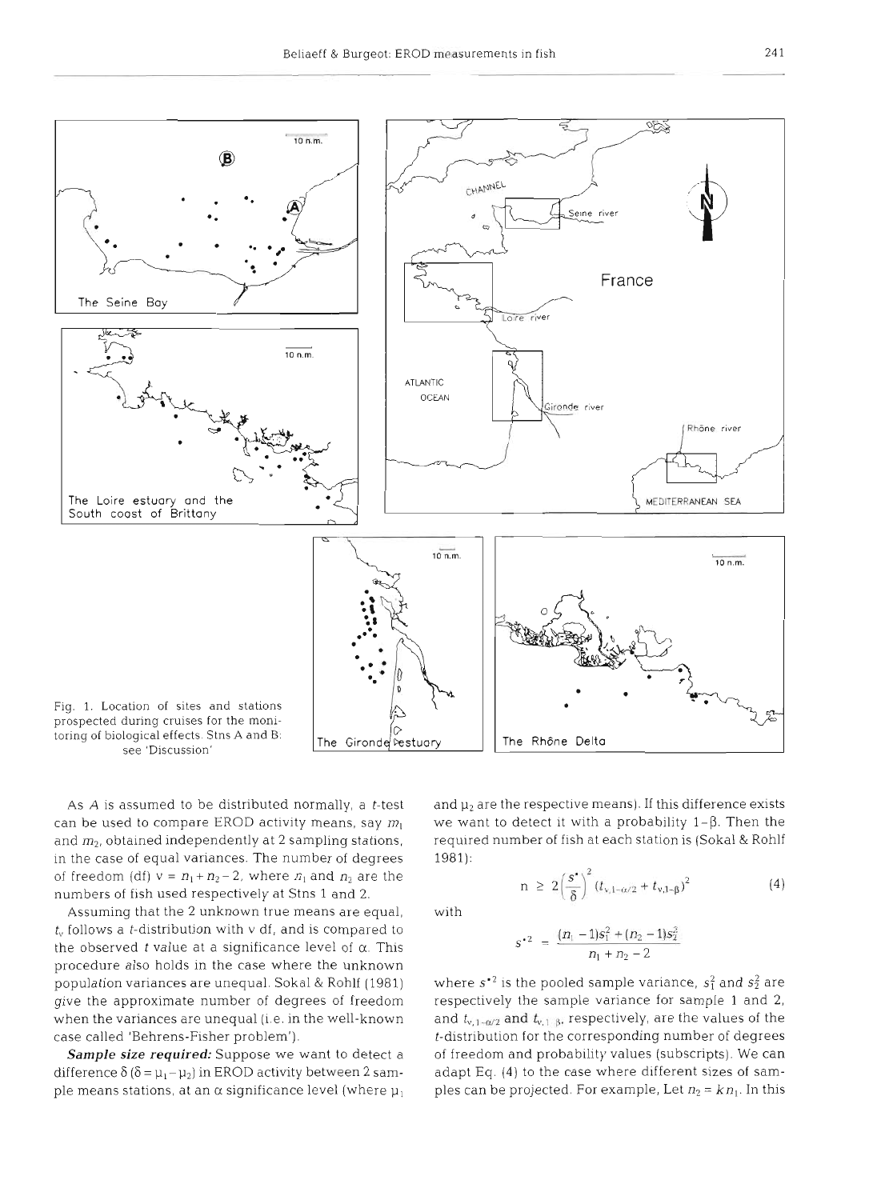Fig. 1. Location of sites and stations prospected during cruises for the monitoring of biological effects. Stns A and B: see 'Discussion'

As $A$ is assumed to be distributed normally, a $t$-test can be used to compare EROD activity means, say $m_1$ and $m_2$, obtained independently at 2 sampling stations, in the case of equal variances. The number of degrees of freedom (df) $v = n_1 + n_2 - 2$, where $n_1$ and $n_2$ are the numbers of fish used respectively at Stns 1 and 2.

Assuming that the 2 unknown true means are equal, $t_v$ follows a $t$-distribution with $v$ df, and is compared to the observed $t$ value at a significance level of $\alpha$. This procedure also holds in the case where the unknown population variances are unequal. Sokal & Rohlf (1981) give the approximate number of degrees of freedom when the variances are unequal (i.e. in the well-known case called 'Behrens-Fisher problem').

***Sample size required:*** Suppose we want to detect a difference $\delta$ ($\delta = \mu_1 - \mu_2$) in EROD activity between 2 sample means stations, at an $\alpha$ significance level (where $\mu_1$ and $\mu_2$ are the respective means). If this difference exists we want to detect it with a probability $1-\beta$. Then the required number of fish at each station is (Sokal & Rohlf 1981):

$$n \geq 2\left(\frac{s^*}{\delta}\right)^2 (t_{v,1-\alpha/2} + t_{v,1-\beta})^2 \tag{4}$$

with

$$s^{*2} = \frac{(n_1 - 1)s_1^2 + (n_2 - 1)s_2^2}{n_1 + n_2 - 2}$$

where $s^{*2}$ is the pooled sample variance, $s_1^2$ and $s_2^2$ are respectively the sample variance for sample 1 and 2, and $t_{v,1-\alpha/2}$ and $t_{v,1-\beta}$, respectively, are the values of the $t$-distribution for the corresponding number of degrees of freedom and probability values (subscripts). We can adapt Eq. (4) to the case where different sizes of samples can be projected. For example, Let $n_2 = kn_1$. In this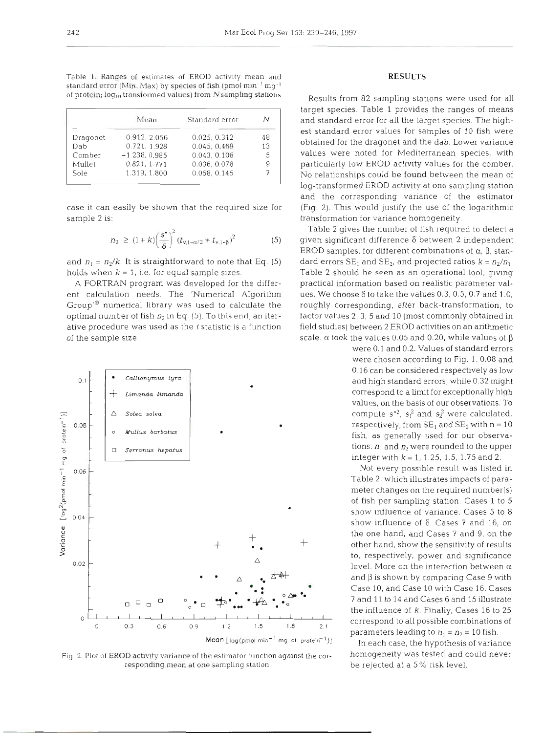Table 1. Ranges of estimates of EROD activity mean and standard error (Min, Max) by species of fish (pmol min$^{-1}$ mg$^{-1}$ of protein; $\log_{10}$ transformed values) from $N$ sampling stations

| | Mean | Standard error | $N$ |
|---|---|---|---|
| Dragonet | 0.912, 2.056 | 0.025, 0.312 | 48 |
| Dab | 0.721, 1.928 | 0.045, 0.469 | 13 |
| Comber | −1.238, 0.985 | 0.043, 0.106 | 5 |
| Mullet | 0.821, 1.771 | 0.036, 0.078 | 9 |
| Sole | 1.319, 1.800 | 0.058, 0.145 | 7 |

case it can easily be shown that the required size for sample 2 is:

$$n_2 \geq (1+k)\left(\frac{s^*}{\delta}\right)^2 (t_{\nu,1-\alpha/2} + t_{\nu,1-\beta})^2 \qquad (5)$$

and $n_1 = n_2/k$. It is straightforward to note that Eq. (5) holds when $k = 1$, i.e. for equal sample sizes.

A FORTRAN program was developed for the different calculation needs. The 'Numerical Algorithm Group'® numerical library was used to calculate the optimal number of fish $n_2$ in Eq. (5). To this end, an iterative procedure was used as the $t$ statistic is a function of the sample size.

Fig. 2. Plot of EROD activity variance of the estimator function against the corresponding mean at one sampling station

## RESULTS

Results from 82 sampling stations were used for all target species. Table 1 provides the ranges of means and standard error for all the target species. The highest standard error values for samples of 10 fish were obtained for the dragonet and the dab. Lower variance values were noted for Mediterranean species, with particularly low EROD activity values for the comber. No relationships could be found between the mean of log-transformed EROD activity at one sampling station and the corresponding variance of the estimator (Fig. 2). This would justify the use of the logarithmic transformation for variance homogeneity.

Table 2 gives the number of fish required to detect a given significant difference $\delta$ between 2 independent EROD samples, for different combinations of $\alpha$, $\beta$, standard errors $SE_1$ and $SE_2$, and projected ratios $k = n_2/n_1$. Table 2 should be seen as an operational tool, giving practical information based on realistic parameter values. We choose $\delta$ to take the values 0.3, 0.5, 0.7 and 1.0, roughly corresponding, after back-transformation, to factor values 2, 3, 5 and 10 (most commonly obtained in field studies) between 2 EROD activities on an arithmetic scale. $\alpha$ took the values 0.05 and 0.20, while values of $\beta$ were 0.1 and 0.2. Values of standard errors were chosen according to Fig. 1. 0.08 and 0.16 can be considered respectively as low and high standard errors, while 0.32 might correspond to a limit for exceptionally high values, on the basis of our observations. To compute $s^{*2}$, $s_1^2$ and $s_2^2$ were calculated, respectively, from $SE_1$ and $SE_2$ with n = 10 fish, as generally used for our observations. $n_1$ and $n_2$ were rounded to the upper integer with $k$ = 1, 1.25, 1.5, 1.75 and 2.

Not every possible result was listed in Table 2, which illustrates impacts of parameter changes on the required number(s) of fish per sampling station. Cases 1 to 5 show influence of variance. Cases 5 to 8 show influence of $\delta$. Cases 7 and 16, on the one hand, and Cases 7 and 9, on the other hand, show the sensitivity of results to, respectively, power and significance level. More on the interaction between $\alpha$ and $\beta$ is shown by comparing Case 9 with Case 10, and Case 10 with Case 16. Cases 7 and 11 to 14 and Cases 6 and 15 illustrate the influence of $k$. Finally, Cases 16 to 25 correspond to all possible combinations of parameters leading to $n_1 = n_2 = 10$ fish.

In each case, the hypothesis of variance homogeneity was tested and could never be rejected at a 5% risk level.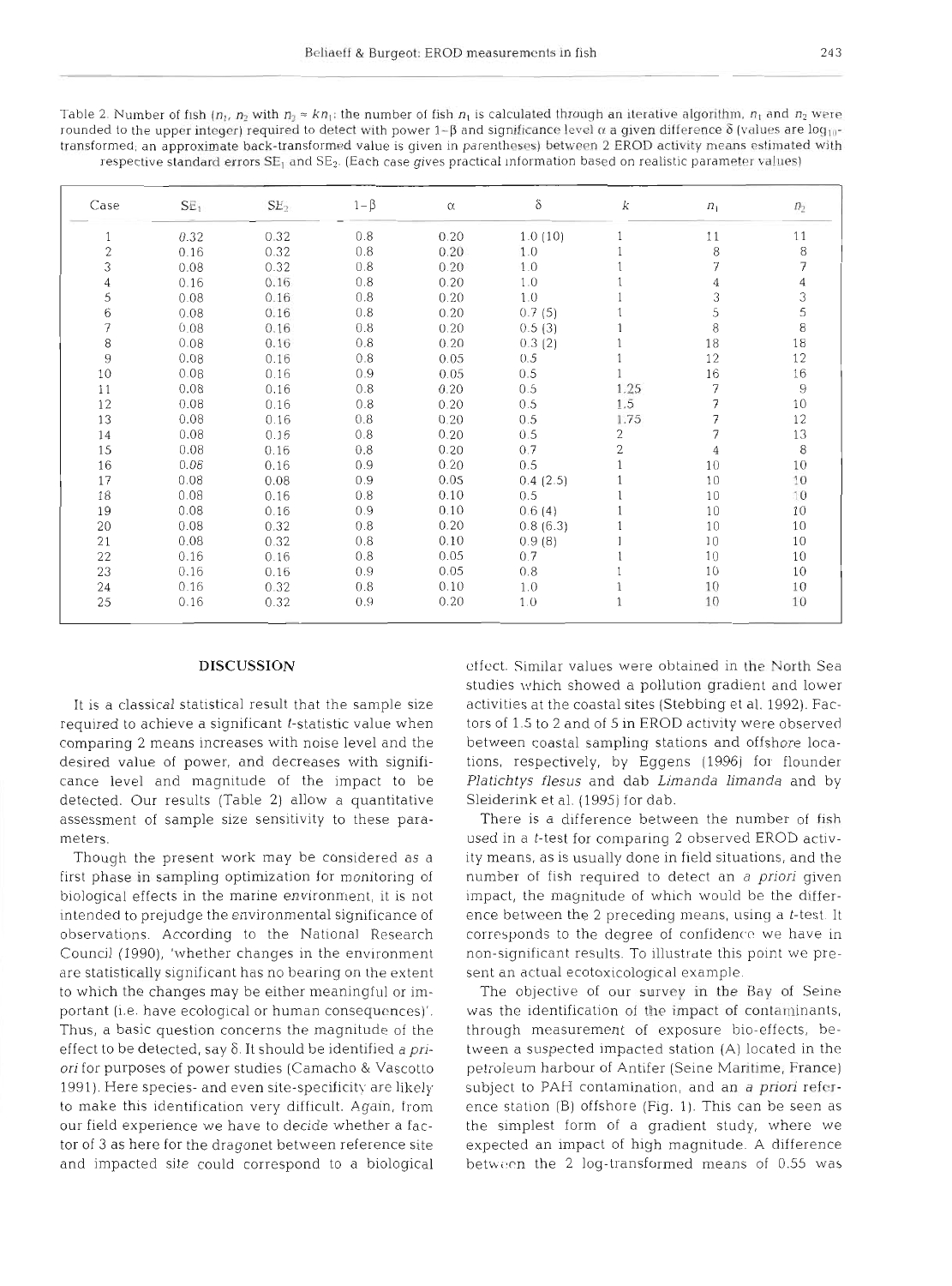Table 2. Number of fish ($n_1$, $n_2$ with $n_2 \approx kn_1$: the number of fish $n_1$ is calculated through an iterative algorithm, $n_1$ and $n_2$ were rounded to the upper integer) required to detect with power $1-\beta$ and significance level $\alpha$ a given difference $\delta$ (values are $\log_{10}$-transformed; an approximate back-transformed value is given in parentheses) between 2 EROD activity means estimated with respective standard errors $SE_1$ and $SE_2$. (Each case gives practical information based on realistic parameter values)

| Case | $SE_1$ | $SE_2$ | $1-\beta$ | $\alpha$ | $\delta$ | $k$ | $n_1$ | $n_2$ |
|---|---|---|---|---|---|---|---|---|
| 1 | 0.32 | 0.32 | 0.8 | 0.20 | 1.0 (10) | 1 | 11 | 11 |
| 2 | 0.16 | 0.32 | 0.8 | 0.20 | 1.0 | 1 | 8 | 8 |
| 3 | 0.08 | 0.32 | 0.8 | 0.20 | 1.0 | 1 | 7 | 7 |
| 4 | 0.16 | 0.16 | 0.8 | 0.20 | 1.0 | 1 | 4 | 4 |
| 5 | 0.08 | 0.16 | 0.8 | 0.20 | 1.0 | 1 | 3 | 3 |
| 6 | 0.08 | 0.16 | 0.8 | 0.20 | 0.7 (5) | 1 | 5 | 5 |
| 7 | 0.08 | 0.16 | 0.8 | 0.20 | 0.5 (3) | 1 | 8 | 8 |
| 8 | 0.08 | 0.16 | 0.8 | 0.20 | 0.3 (2) | 1 | 18 | 18 |
| 9 | 0.08 | 0.16 | 0.8 | 0.05 | 0.5 | 1 | 12 | 12 |
| 10 | 0.08 | 0.16 | 0.9 | 0.05 | 0.5 | 1 | 16 | 16 |
| 11 | 0.08 | 0.16 | 0.8 | 0.20 | 0.5 | 1.25 | 7 | 9 |
| 12 | 0.08 | 0.16 | 0.8 | 0.20 | 0.5 | 1.5 | 7 | 10 |
| 13 | 0.08 | 0.16 | 0.8 | 0.20 | 0.5 | 1.75 | 7 | 12 |
| 14 | 0.08 | 0.16 | 0.8 | 0.20 | 0.5 | 2 | 7 | 13 |
| 15 | 0.08 | 0.16 | 0.8 | 0.20 | 0.7 | 2 | 4 | 8 |
| 16 | 0.08 | 0.16 | 0.9 | 0.20 | 0.5 | 1 | 10 | 10 |
| 17 | 0.08 | 0.08 | 0.9 | 0.05 | 0.4 (2.5) | 1 | 10 | 10 |
| 18 | 0.08 | 0.16 | 0.8 | 0.10 | 0.5 | 1 | 10 | 10 |
| 19 | 0.08 | 0.16 | 0.9 | 0.10 | 0.6 (4) | 1 | 10 | 10 |
| 20 | 0.08 | 0.32 | 0.8 | 0.20 | 0.8 (6.3) | 1 | 10 | 10 |
| 21 | 0.08 | 0.32 | 0.8 | 0.10 | 0.9 (8) | 1 | 10 | 10 |
| 22 | 0.16 | 0.16 | 0.8 | 0.05 | 0.7 | 1 | 10 | 10 |
| 23 | 0.16 | 0.16 | 0.9 | 0.05 | 0.8 | 1 | 10 | 10 |
| 24 | 0.16 | 0.32 | 0.8 | 0.10 | 1.0 | 1 | 10 | 10 |
| 25 | 0.16 | 0.32 | 0.9 | 0.20 | 1.0 | 1 | 10 | 10 |

## DISCUSSION

It is a classical statistical result that the sample size required to achieve a significant $t$-statistic value when comparing 2 means increases with noise level and the desired value of power, and decreases with significance level and magnitude of the impact to be detected. Our results (Table 2) allow a quantitative assessment of sample size sensitivity to these parameters.

Though the present work may be considered as a first phase in sampling optimization for monitoring of biological effects in the marine environment, it is not intended to prejudge the environmental significance of observations. According to the National Research Council (1990), 'whether changes in the environment are statistically significant has no bearing on the extent to which the changes may be either meaningful or important (i.e. have ecological or human consequences)'. Thus, a basic question concerns the magnitude of the effect to be detected, say $\delta$. It should be identified *a priori* for purposes of power studies (Camacho & Vascotto 1991). Here species- and even site-specificity are likely to make this identification very difficult. Again, from our field experience we have to decide whether a factor of 3 as here for the dragonet between reference site and impacted site could correspond to a biological effect. Similar values were obtained in the North Sea studies which showed a pollution gradient and lower activities at the coastal sites (Stebbing et al. 1992). Factors of 1.5 to 2 and of 5 in EROD activity were observed between coastal sampling stations and offshore locations, respectively, by Eggens (1996) for flounder *Platichtys flesus* and dab *Limanda limanda* and by Sleiderink et al. (1995) for dab.

There is a difference between the number of fish used in a $t$-test for comparing 2 observed EROD activity means, as is usually done in field situations, and the number of fish required to detect an *a priori* given impact, the magnitude of which would be the difference between the 2 preceding means, using a $t$-test. It corresponds to the degree of confidence we have in non-significant results. To illustrate this point we present an actual ecotoxicological example.

The objective of our survey in the Bay of Seine was the identification of the impact of contaminants, through measurement of exposure bio-effects, between a suspected impacted station (A) located in the petroleum harbour of Antifer (Seine Maritime, France) subject to PAH contamination, and an *a priori* reference station (B) offshore (Fig. 1). This can be seen as the simplest form of a gradient study, where we expected an impact of high magnitude. A difference between the 2 log-transformed means of 0.55 was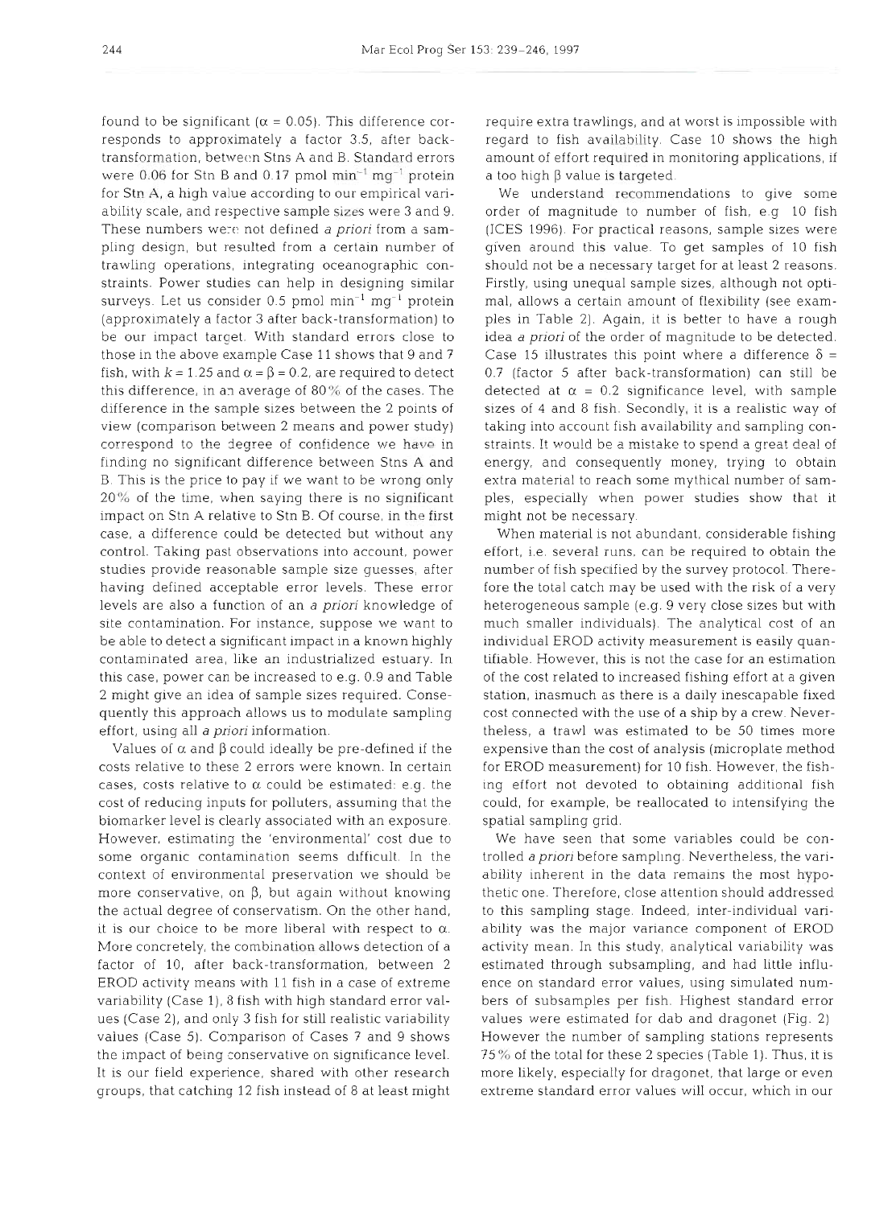found to be significant ($\alpha$ = 0.05). This difference corresponds to approximately a factor 3.5, after back-transformation, between Stns A and B. Standard errors were 0.06 for Stn B and 0.17 pmol min$^{-1}$ mg$^{-1}$ protein for Stn A, a high value according to our empirical variability scale, and respective sample sizes were 3 and 9. These numbers were not defined *a priori* from a sampling design, but resulted from a certain number of trawling operations, integrating oceanographic constraints. Power studies can help in designing similar surveys. Let us consider 0.5 pmol min$^{-1}$ mg$^{-1}$ protein (approximately a factor 3 after back-transformation) to be our impact target. With standard errors close to those in the above example Case 11 shows that 9 and 7 fish, with $k$ = 1.25 and $\alpha = \beta$ = 0.2, are required to detect this difference, in an average of 80% of the cases. The difference in the sample sizes between the 2 points of view (comparison between 2 means and power study) correspond to the degree of confidence we have in finding no significant difference between Stns A and B. This is the price to pay if we want to be wrong only 20% of the time, when saying there is no significant impact on Stn A relative to Stn B. Of course, in the first case, a difference could be detected but without any control. Taking past observations into account, power studies provide reasonable sample size guesses, after having defined acceptable error levels. These error levels are also a function of an *a priori* knowledge of site contamination. For instance, suppose we want to be able to detect a significant impact in a known highly contaminated area, like an industrialized estuary. In this case, power can be increased to e.g. 0.9 and Table 2 might give an idea of sample sizes required. Consequently this approach allows us to modulate sampling effort, using all *a priori* information.

Values of $\alpha$ and $\beta$ could ideally be pre-defined if the costs relative to these 2 errors were known. In certain cases, costs relative to $\alpha$ could be estimated: e.g. the cost of reducing inputs for polluters, assuming that the biomarker level is clearly associated with an exposure. However, estimating the 'environmental' cost due to some organic contamination seems difficult. In the context of environmental preservation we should be more conservative, on $\beta$, but again without knowing the actual degree of conservatism. On the other hand, it is our choice to be more liberal with respect to $\alpha$. More concretely, the combination allows detection of a factor of 10, after back-transformation, between 2 EROD activity means with 11 fish in a case of extreme variability (Case 1), 8 fish with high standard error values (Case 2), and only 3 fish for still realistic variability values (Case 5). Comparison of Cases 7 and 9 shows the impact of being conservative on significance level. It is our field experience, shared with other research groups, that catching 12 fish instead of 8 at least might require extra trawlings, and at worst is impossible with regard to fish availability. Case 10 shows the high amount of effort required in monitoring applications, if a too high $\beta$ value is targeted.

We understand recommendations to give some order of magnitude to number of fish, e.g. 10 fish (ICES 1996). For practical reasons, sample sizes were given around this value. To get samples of 10 fish should not be a necessary target for at least 2 reasons. Firstly, using unequal sample sizes, although not optimal, allows a certain amount of flexibility (see examples in Table 2). Again, it is better to have a rough idea *a priori* of the order of magnitude to be detected. Case 15 illustrates this point where a difference $\delta$ = 0.7 (factor 5 after back-transformation) can still be detected at $\alpha$ = 0.2 significance level, with sample sizes of 4 and 8 fish. Secondly, it is a realistic way of taking into account fish availability and sampling constraints. It would be a mistake to spend a great deal of energy, and consequently money, trying to obtain extra material to reach some mythical number of samples, especially when power studies show that it might not be necessary.

When material is not abundant, considerable fishing effort, i.e. several runs, can be required to obtain the number of fish specified by the survey protocol. Therefore the total catch may be used with the risk of a very heterogeneous sample (e.g. 9 very close sizes but with much smaller individuals). The analytical cost of an individual EROD activity measurement is easily quantifiable. However, this is not the case for an estimation of the cost related to increased fishing effort at a given station, inasmuch as there is a daily inescapable fixed cost connected with the use of a ship by a crew. Nevertheless, a trawl was estimated to be 50 times more expensive than the cost of analysis (microplate method for EROD measurement) for 10 fish. However, the fishing effort not devoted to obtaining additional fish could, for example, be reallocated to intensifying the spatial sampling grid.

We have seen that some variables could be controlled *a priori* before sampling. Nevertheless, the variability inherent in the data remains the most hypothetic one. Therefore, close attention should addressed to this sampling stage. Indeed, inter-individual variability was the major variance component of EROD activity mean. In this study, analytical variability was estimated through subsampling, and had little influence on standard error values, using simulated numbers of subsamples per fish. Highest standard error values were estimated for dab and dragonet (Fig. 2). However the number of sampling stations represents 75% of the total for these 2 species (Table 1). Thus, it is more likely, especially for dragonet, that large or even extreme standard error values will occur, which in our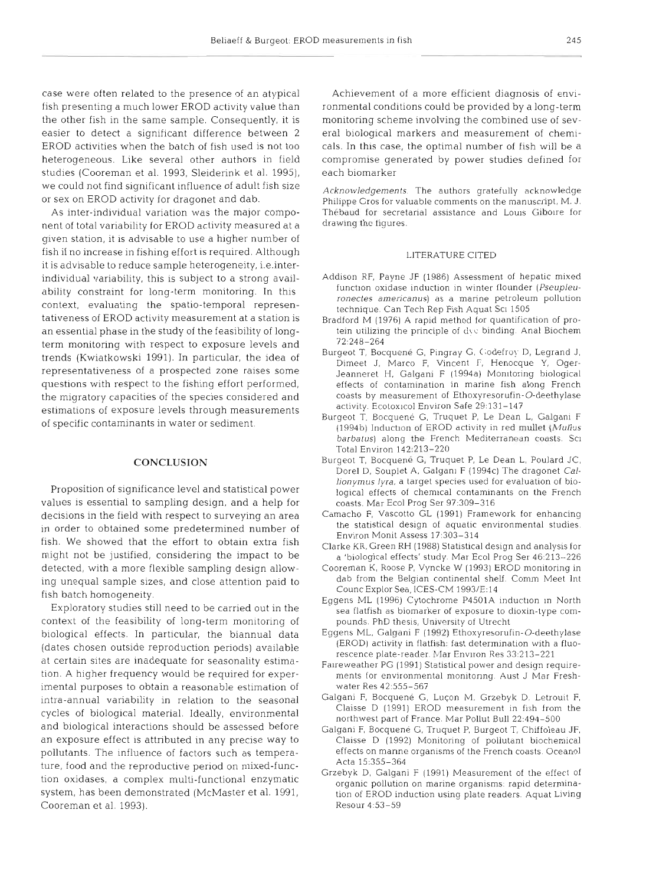case were often related to the presence of an atypical fish presenting a much lower EROD activity value than the other fish in the same sample. Consequently, it is easier to detect a significant difference between 2 EROD activities when the batch of fish used is not too heterogeneous. Like several other authors in field studies (Cooreman et al. 1993, Sleiderink et al. 1995), we could not find significant influence of adult fish size or sex on EROD activity for dragonet and dab.

As inter-individual variation was the major component of total variability for EROD activity measured at a given station, it is advisable to use a higher number of fish if no increase in fishing effort is required. Although it is advisable to reduce sample heterogeneity, i.e. inter-individual variability, this is subject to a strong availability constraint for long-term monitoring. In this context, evaluating the spatio-temporal representativeness of EROD activity measurement at a station is an essential phase in the study of the feasibility of long-term monitoring with respect to exposure levels and trends (Kwiatkowski 1991). In particular, the idea of representativeness of a prospected zone raises some questions with respect to the fishing effort performed, the migratory capacities of the species considered and estimations of exposure levels through measurements of specific contaminants in water or sediment.

## CONCLUSION

Proposition of significance level and statistical power values is essential to sampling design, and a help for decisions in the field with respect to surveying an area in order to obtained some predetermined number of fish. We showed that the effort to obtain extra fish might not be justified, considering the impact to be detected, with a more flexible sampling design allowing unequal sample sizes, and close attention paid to fish batch homogeneity.

Exploratory studies still need to be carried out in the context of the feasibility of long-term monitoring of biological effects. In particular, the biannual data (dates chosen outside reproduction periods) available at certain sites are inadequate for seasonality estimation. A higher frequency would be required for experimental purposes to obtain a reasonable estimation of intra-annual variability in relation to the seasonal cycles of biological material. Ideally, environmental and biological interactions should be assessed before an exposure effect is attributed in any precise way to pollutants. The influence of factors such as temperature, food and the reproductive period on mixed-function oxidases, a complex multi-functional enzymatic system, has been demonstrated (McMaster et al. 1991, Cooreman et al. 1993).

Achievement of a more efficient diagnosis of environmental conditions could be provided by a long-term monitoring scheme involving the combined use of several biological markers and measurement of chemicals. In this case, the optimal number of fish will be a compromise generated by power studies defined for each biomarker

*Acknowledgements.* The authors gratefully acknowledge Philippe Gros for valuable comments on the manuscript, M. J. Thébaud for secretarial assistance and Louis Giboire for drawing the figures.

## LITERATURE CITED

Addison RF, Payne JF (1986) Assessment of hepatic mixed function oxidase induction in winter flounder (*Pseupleuronectes americanus*) as a marine petroleum pollution technique. Can Tech Rep Fish Aquat Sci 1505

Bradford M (1976) A rapid method for quantification of protein utilizing the principle of dye binding. Anal Biochem 72:248–264

Burgeot T, Bocquené G, Pingray G, Godefroy D, Legrand J, Dimeet J, Marco F, Vincent F, Henocque Y, Oger-Jeanneret H, Galgani F (1994a) Monitoring biological effects of contamination in marine fish along French coasts by measurement of Ethoxyresorufin-*O*-deethylase activity. Ecotoxicol Environ Safe 29:131–147

Burgeot T, Bocquené G, Truquet P, Le Dean L, Galgani F (1994b) Induction of EROD activity in red mullet (*Mullus barbatus*) along the French Mediterranean coasts. Sci Total Environ 142:213–220

Burgeot T, Bocquené G, Truquet P, Le Dean L, Poulard JC, Dorel D, Souplet A, Galgani F (1994c) The dragonet *Callionymus lyra*, a target species used for evaluation of biological effects of chemical contaminants on the French coasts. Mar Ecol Prog Ser 97:309–316

Camacho F, Vascotto GL (1991) Framework for enhancing the statistical design of aquatic environmental studies. Environ Monit Assess 17:303–314

Clarke KR, Green RH (1988) Statistical design and analysis for a 'biological effects' study. Mar Ecol Prog Ser 46:213–226

Cooreman K, Roose P, Vyncke W (1993) EROD monitoring in dab from the Belgian continental shelf. Comm Meet Int Counc Explor Sea, ICES-CM 1993/E:14

Eggens ML (1996) Cytochrome P4501A induction in North sea flatfish as biomarker of exposure to dioxin-type compounds. PhD thesis, University of Utrecht

Eggens ML, Galgani F (1992) Ethoxyresorufin-*O*-deethylase (EROD) activity in flatfish: fast determination with a fluorescence plate-reader. Mar Environ Res 33:213–221

Faireweather PG (1991) Statistical power and design requirements for environmental monitoring. Aust J Mar Freshwater Res 42:555–567

Galgani F, Bocquené G, Luçon M, Grzebyk D, Letrouit F, Claisse D (1991) EROD measurement in fish from the northwest part of France. Mar Pollut Bull 22:494–500

Galgani F, Bocquené G, Truquet P, Burgeot T, Chiffoleau JF, Claisse D (1992) Monitoring of pollutant biochemical effects on marine organisms of the French coasts. Oceanol Acta 15:355–364

Grzebyk D, Galgani F (1991) Measurement of the effect of organic pollution on marine organisms: rapid determination of EROD induction using plate readers. Aquat Living Resour 4:53–59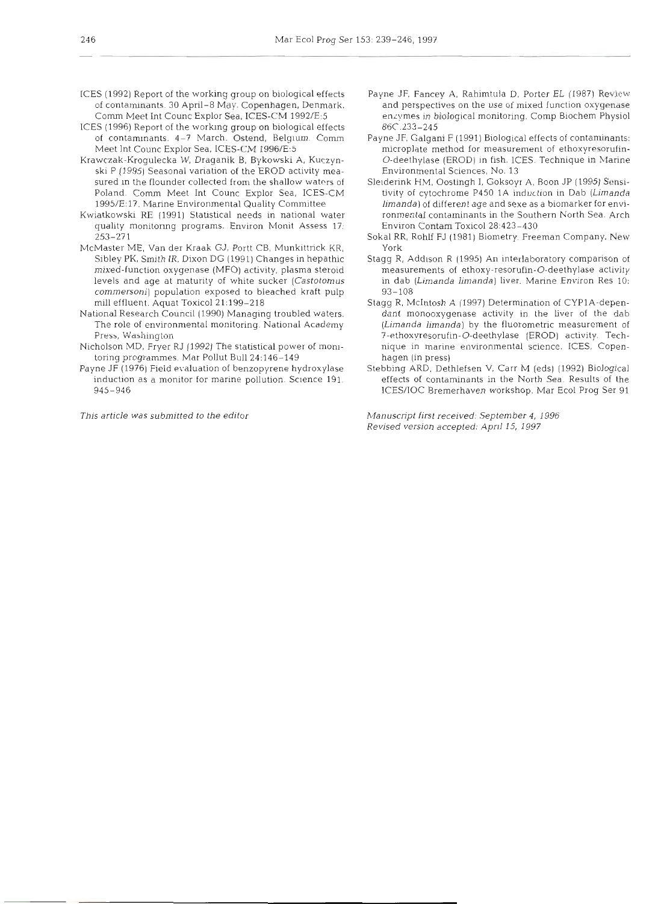ICES (1992) Report of the working group on biological effects of contaminants. 30 April–8 May. Copenhagen, Denmark. Comm Meet Int Counc Explor Sea, ICES-CM 1992/E:5

ICES (1996) Report of the working group on biological effects of contaminants. 4–7 March. Ostend, Belgium. Comm Meet Int Counc Explor Sea, ICES-CM 1996/E:5

Krawczak-Krogulecka W, Draganik B, Bykowski A, Kuczynski P (1995) Seasonal variation of the EROD activity measured in the flounder collected from the shallow waters of Poland. Comm Meet Int Counc Explor Sea, ICES-CM 1995/E:17. Marine Environmental Quality Committee

Kwiatkowski RE (1991) Statistical needs in national water quality monitoring programs. Environ Monit Assess 17: 253–271

McMaster ME, Van der Kraak GJ, Portt CB, Munkittrick KR, Sibley PK, Smith IR, Dixon DG (1991) Changes in hepatic mixed-function oxygenase (MFO) activity, plasma steroid levels and age at maturity of white sucker (*Castotomus commersoni*) population exposed to bleached kraft pulp mill effluent. Aquat Toxicol 21:199–218

National Research Council (1990) Managing troubled waters. The role of environmental monitoring. National Academy Press, Washington

Nicholson MD, Fryer RJ (1992) The statistical power of monitoring programmes. Mar Pollut Bull 24:146–149

Payne JF (1976) Field evaluation of benzopyrene hydroxylase induction as a monitor for marine pollution. Science 191: 945–946

Payne JF, Fancey A, Rahimtula D, Porter EL (1987) Review and perspectives on the use of mixed function oxygenase enzymes in biological monitoring. Comp Biochem Physiol 86C:233–245

Payne JF, Galgani F (1991) Biological effects of contaminants: microplate method for measurement of ethoxyresorufin-O-deethylase (EROD) in fish. ICES. Technique in Marine Environmental Sciences, No. 13

Sleiderink HM, Oostingh I, Goksoyr A, Boon JP (1995) Sensitivity of cytochrome P450 1A induction in Dab (*Limanda limanda*) of different age and sexe as a biomarker for environmental contaminants in the Southern North Sea. Arch Environ Contam Toxicol 28:423–430

Sokal RR, Rohlf FJ (1981) Biometry. Freeman Company, New York

Stagg R, Addison R (1995) An interlaboratory comparison of measurements of ethoxy-resorufin-O-deethylase activity in dab (*Limanda limanda*) liver. Marine Environ Res 10: 93–108

Stagg R, McIntosh A (1997) Determination of CYP1A-dependant monooxygenase activity in the liver of the dab (*Limanda limanda*) by the fluorometric measurement of 7-ethoxyresorufin-O-deethylase (EROD) activity. Technique in marine environmental science. ICES, Copenhagen (in press)

Stebbing ARD, Dethlefsen V, Carr M (eds) (1992) Biological effects of contaminants in the North Sea. Results of the ICES/IOC Bremerhaven workshop. Mar Ecol Prog Ser 91

*This article was submitted to the editor*

*Manuscript first received: September 4, 1996*
*Revised version accepted: April 15, 1997*